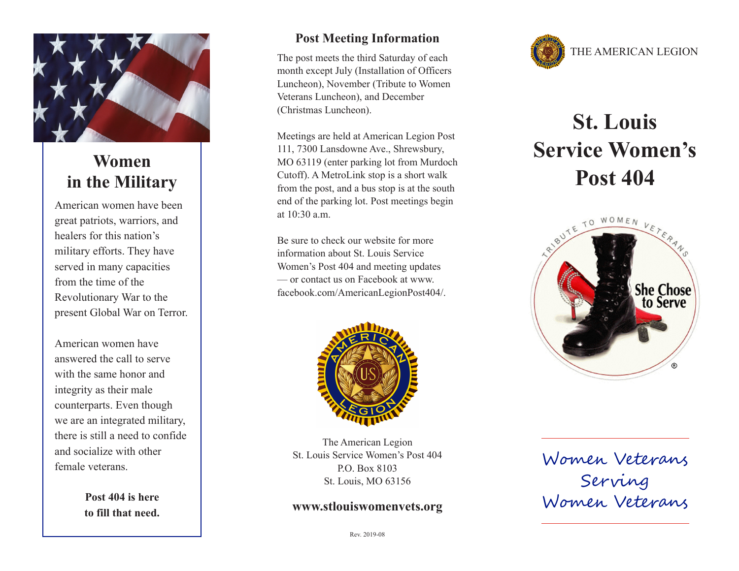## Women in the Military

American women have been great patriots, warriors, and healers for this nation's military efforts. They have served in many capacities from the time of the Revolutionary War to the present Global War on Terror.

American women have answered the call to serve with the same honor and integrity as their male counterparts. Even though we are an integrated military, there is still a need to confide and socialize with other female veterans.

**Post 404 is here to fill that need.**

## Post Meeting Information

The post meets the third Saturday of each month except July (Installation of Officers Luncheon), November (Tribute to Women Veterans Luncheon), and December (Christmas Luncheon).

Meetings are held at American Legion Post 111, 7300 Lansdowne Ave., Shrewsbury, MO 63119 (enter parking lot from Murdoch Cutoff). A MetroLink stop is a short walk from the post, and a bus stop is at the south end of the parking lot. Post meetings begin at 10:30 a.m.

Be sure to check our website for more information about St. Louis Service Women's Post 404 and meeting updates — or contact us on Facebook at www.facebook.com/AmericanLegionPost404/.

The American Legion
St. Louis Service Women's Post 404
P.O. Box 8103
St. Louis, MO 63156

**www.stlouiswomenvets.org**

Rev. 2019-08

THE AMERICAN LEGION

# St. Louis Service Women's Post 404

Tribute to Women Veterans

She Chose to Serve ®

Women Veterans Serving Women Veterans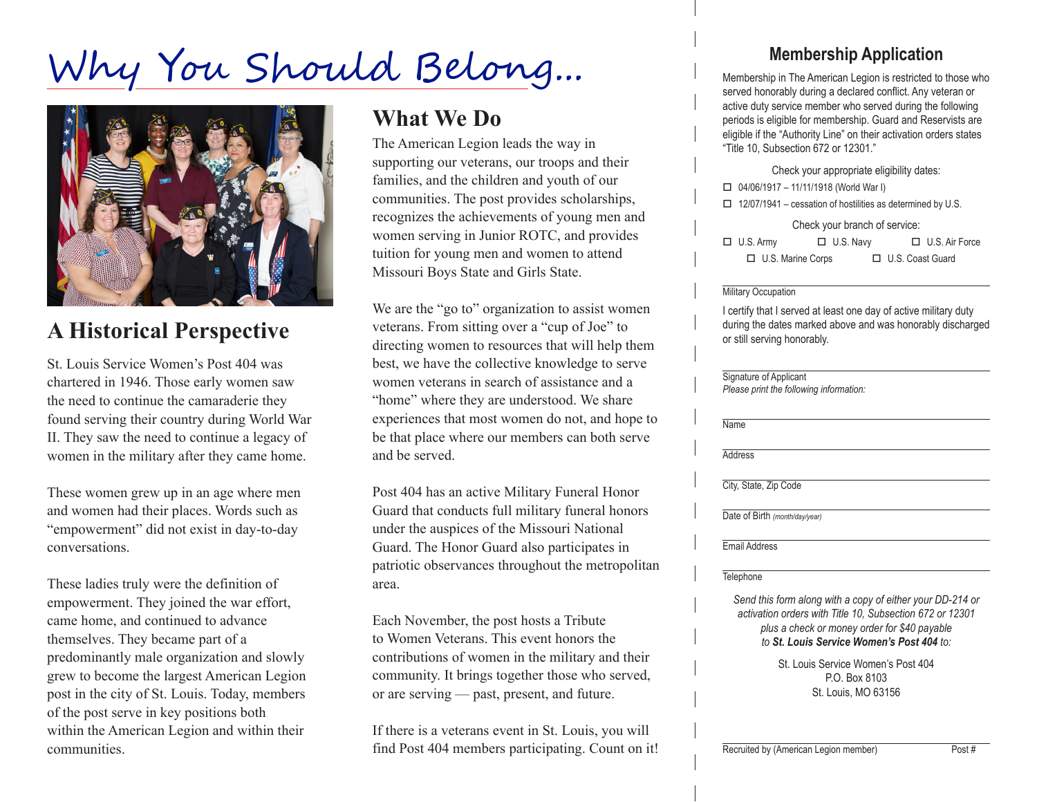# Why You Should Belong...

## A Historical Perspective

St. Louis Service Women's Post 404 was chartered in 1946. Those early women saw the need to continue the camaraderie they found serving their country during World War II. They saw the need to continue a legacy of women in the military after they came home.

These women grew up in an age where men and women had their places. Words such as "empowerment" did not exist in day-to-day conversations.

These ladies truly were the definition of empowerment. They joined the war effort, came home, and continued to advance themselves. They became part of a predominantly male organization and slowly grew to become the largest American Legion post in the city of St. Louis. Today, members of the post serve in key positions both within the American Legion and within their communities.

## What We Do

The American Legion leads the way in supporting our veterans, our troops and their families, and the children and youth of our communities. The post provides scholarships, recognizes the achievements of young men and women serving in Junior ROTC, and provides tuition for young men and women to attend Missouri Boys State and Girls State.

We are the "go to" organization to assist women veterans. From sitting over a "cup of Joe" to directing women to resources that will help them best, we have the collective knowledge to serve women veterans in search of assistance and a "home" where they are understood. We share experiences that most women do not, and hope to be that place where our members can both serve and be served.

Post 404 has an active Military Funeral Honor Guard that conducts full military funeral honors under the auspices of the Missouri National Guard. The Honor Guard also participates in patriotic observances throughout the metropolitan area.

Each November, the post hosts a Tribute to Women Veterans. This event honors the contributions of women in the military and their community. It brings together those who served, or are serving — past, present, and future.

If there is a veterans event in St. Louis, you will find Post 404 members participating. Count on it!

## Membership Application

Membership in The American Legion is restricted to those who served honorably during a declared conflict. Any veteran or active duty service member who served during the following periods is eligible for membership. Guard and Reservists are eligible if the "Authority Line" on their activation orders states "Title 10, Subsection 672 or 12301."

Check your appropriate eligibility dates:

- ☐ 04/06/1917 – 11/11/1918 (World War I)
- ☐ 12/07/1941 – cessation of hostilities as determined by U.S.

Check your branch of service:

☐ U.S. Army ☐ U.S. Navy ☐ U.S. Air Force
☐ U.S. Marine Corps ☐ U.S. Coast Guard

Military Occupation

I certify that I served at least one day of active military duty during the dates marked above and was honorably discharged or still serving honorably.

Signature of Applicant

*Please print the following information:*

Name

Address

City, State, Zip Code

Date of Birth *(month/day/year)*

Email Address

Telephone

*Send this form along with a copy of either your DD-214 or activation orders with Title 10, Subsection 672 or 12301 plus a check or money order for $40 payable to* ***St. Louis Service Women's Post 404*** *to:*

St. Louis Service Women's Post 404
P.O. Box 8103
St. Louis, MO 63156

Recruited by (American Legion member) Post #